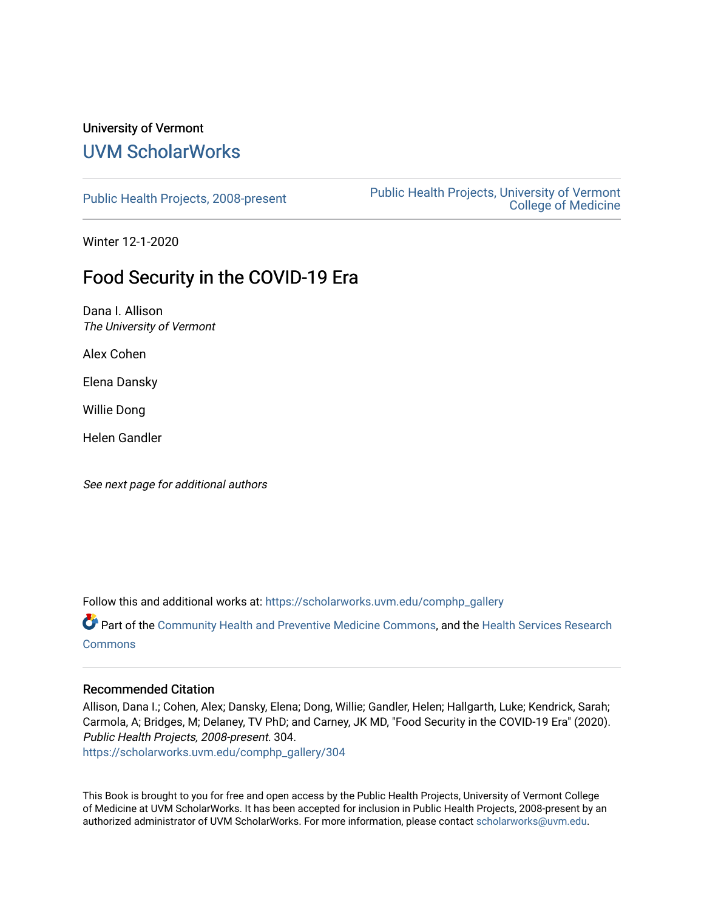University of Vermont

# UVM ScholarWorks

Public Health Projects, 2008-present

Public Health Projects, University of Vermont College of Medicine

Winter 12-1-2020

## Food Security in the COVID-19 Era

Dana I. Allison
*The University of Vermont*

Alex Cohen

Elena Dansky

Willie Dong

Helen Gandler

*See next page for additional authors*

Follow this and additional works at: https://scholarworks.uvm.edu/comphp_gallery

Part of the Community Health and Preventive Medicine Commons, and the Health Services Research Commons

### Recommended Citation

Allison, Dana I.; Cohen, Alex; Dansky, Elena; Dong, Willie; Gandler, Helen; Hallgarth, Luke; Kendrick, Sarah; Carmola, A; Bridges, M; Delaney, TV PhD; and Carney, JK MD, "Food Security in the COVID-19 Era" (2020). *Public Health Projects, 2008-present*. 304.
https://scholarworks.uvm.edu/comphp_gallery/304

This Book is brought to you for free and open access by the Public Health Projects, University of Vermont College of Medicine at UVM ScholarWorks. It has been accepted for inclusion in Public Health Projects, 2008-present by an authorized administrator of UVM ScholarWorks. For more information, please contact scholarworks@uvm.edu.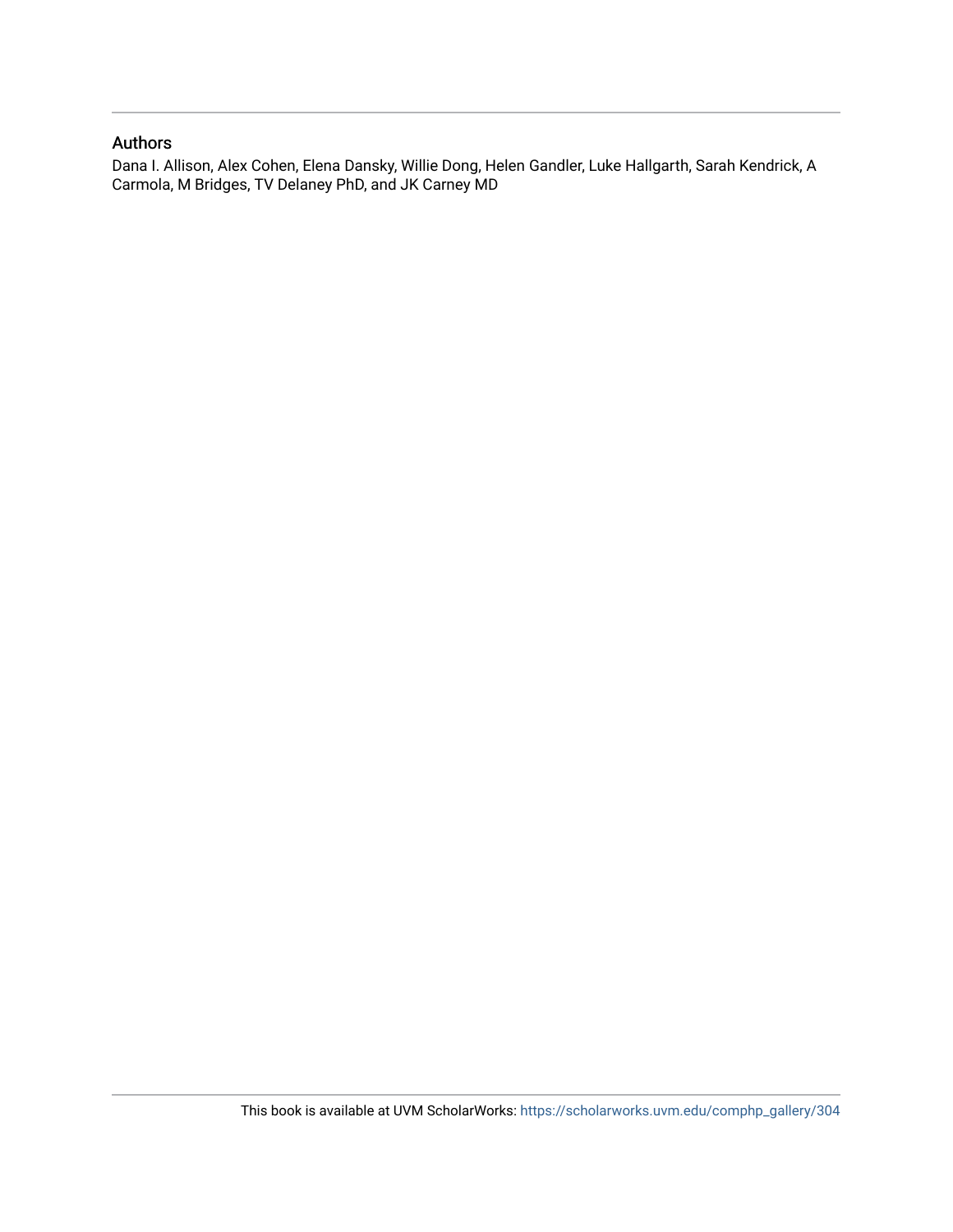## Authors

Dana I. Allison, Alex Cohen, Elena Dansky, Willie Dong, Helen Gandler, Luke Hallgarth, Sarah Kendrick, A Carmola, M Bridges, TV Delaney PhD, and JK Carney MD

This book is available at UVM ScholarWorks: https://scholarworks.uvm.edu/comphp_gallery/304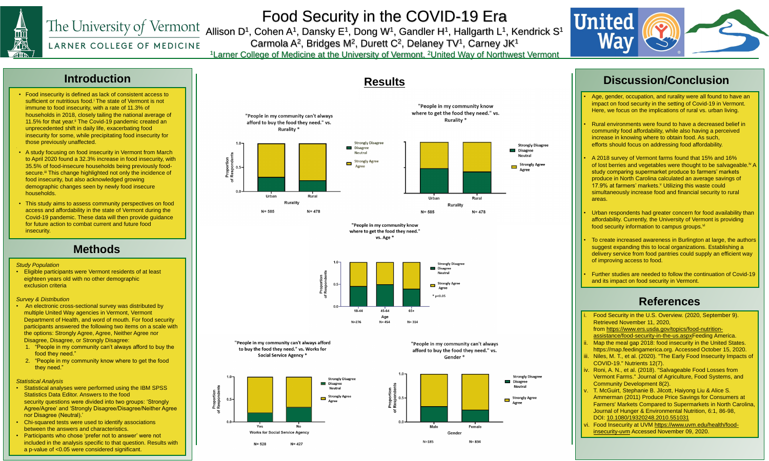# Food Security in the COVID-19 Era

Allison D[1], Cohen A[1], Dansky E[1], Dong W[1], Gandler H[1], Hallgarth L[1], Kendrick S[1] Carmola A[2], Bridges M[2], Durett C[2], Delaney TV[1], Carney JK[1]

[1]Larner College of Medicine at the University of Vermont, [2]United Way of Northwest Vermont

The University of Vermont LARNER COLLEGE OF MEDICINE

United Way

## Introduction

- Food insecurity is defined as lack of consistent access to sufficient or nutritious food.[i] The state of Vermont is not immune to food insecurity, with a rate of 11.3% of households in 2018, closely tailing the national average of 11.5% for that year.[ii] The Covid-19 pandemic created an unprecedented shift in daily life, exacerbating food insecurity for some, while precipitating food insecurity for those previously unaffected.
- A study focusing on food insecurity in Vermont from March to April 2020 found a 32.3% increase in food insecurity, with 35.5% of food-insecure households being previously food-secure.[iii] This change highlighted not only the incidence of food insecurity, but also acknowledged growing demographic changes seen by newly food insecure households.
- This study aims to assess community perspectives on food access and affordability in the state of Vermont during the Covid-19 pandemic. These data will then provide guidance for future action to combat current and future food insecurity.

## Methods

*Study Population*

- Eligible participants were Vermont residents of at least eighteen years old with no other demographic exclusion criteria

*Survey & Distribution*

- An electronic cross-sectional survey was distributed by multiple United Way agencies in Vermont, Vermont Department of Health, and word of mouth. For food security participants answered the following two items on a scale with the options: Strongly Agree, Agree, Neither Agree nor Disagree, Disagree, or Strongly Disagree:
  1. "People in my community can't always afford to buy the food they need."
  2. "People in my community know where to get the food they need."

*Statistical Analysis*

- Statistical analyses were performed using the IBM SPSS Statistics Data Editor. Answers to the food security questions were divided into two groups: 'Strongly Agree/Agree' and 'Strongly Disagree/Disagree/Neither Agree nor Disagree (Neutral).'
- Chi-squared tests were used to identify associations between the answers and characteristics.
- Participants who chose 'prefer not to answer' were not included in the analysis specific to that question. Results with a p-value of <0.05 were considered significant.

## Results

"People in my community can't always afford to buy the food they need." vs. Rurality *

Proportion of Respondents; Urban N= 585, Rural N= 478; Rurality

Strongly Disagree / Disagree / Neutral; Strongly Agree / Agree

"People in my community know where to get the food they need." vs. Rurality *

Proportion of Respondents; Urban N= 585, Rural N= 478; Rurality

Strongly Disagree / Disagree / Neutral; Strongly Agree / Agree

"People in my community know where to get the food they need." vs. Age *

Proportion of Respondents; 18-44 N=276, 45-64 N= 454, 65+ N= 314; Age

Strongly Disagree / Disagree / Neutral; Strongly Agree / Agree; * p<0.05

"People in my community can't always afford to buy the food they need." vs. Works for Social Service Agency *

Proportion of Respondents; Yes N= 528, No N= 427; Works for Social Service Agency

Strongly Disagree / Disagree / Neutral; Strongly Agree / Agree

"People in my community can't always afford to buy the food they need." vs. Gender *

Proportion of Respondents; Male N=185, Female N= 834; Gender

Strongly Disagree / Disagree / Neutral; Strongly Agree / Agree

## Discussion/Conclusion

- Age, gender, occupation, and rurality were all found to have an impact on food security in the setting of Covid-19 in Vermont. Here, we focus on the implications of rural vs. urban living.
- Rural environments were found to have a decreased belief in community food affordability, while also having a perceived increase in knowing where to obtain food. As such, efforts should focus on addressing food affordability.
- A 2018 survey of Vermont farms found that 15% and 16% of lost berries and vegetables were thought to be salvageable.[iv] A study comparing supermarket produce to farmers' markets produce in North Carolina calculated an average savings of 17.9% at farmers' markets.[v] Utilizing this waste could simultaneously increase food and financial security to rural areas.
- Urban respondents had greater concern for food availability than affordability. Currently, the University of Vermont is providing food security information to campus groups.[vi]
- To create increased awareness in Burlington at large, the authors suggest expanding this to local organizations. Establishing a delivery service from food pantries could supply an efficient way of improving access to food.
- Further studies are needed to follow the continuation of Covid-19 and its impact on food security in Vermont.

## References

i. Food Security in the U.S. Overview. (2020, September 9). Retrieved November 11, 2020, from https://www.ers.usda.gov/topics/food-nutrition-assistance/food-security-in-the-us.aspxFeeding America.
ii. Map the meal gap 2018: food insecurity in the United States. https://map.feedingamerica.org. Accessed October 15, 2020.
iii. Niles, M. T., et al. (2020). "The Early Food Insecurity Impacts of COVID-19." Nutrients 12(7).
iv. Roni, A. N., et al. (2018). "Salvageable Food Losses from Vermont Farms." Journal of Agriculture, Food Systems, and Community Development 8(2).
v. T. McGuirt, Stephanie B. Jilcott, Haiyong Liu & Alice S. Ammerman (2011) Produce Price Savings for Consumers at Farmers' Markets Compared to Supermarkets in North Carolina, Journal of Hunger & Environmental Nutrition, 6:1, 86-98, DOI: 10.1080/19320248.2010.551031
vi. Food Insecurity at UVM https://www.uvm.edu/health/food-insecurity-uvm Accessed November 09, 2020.